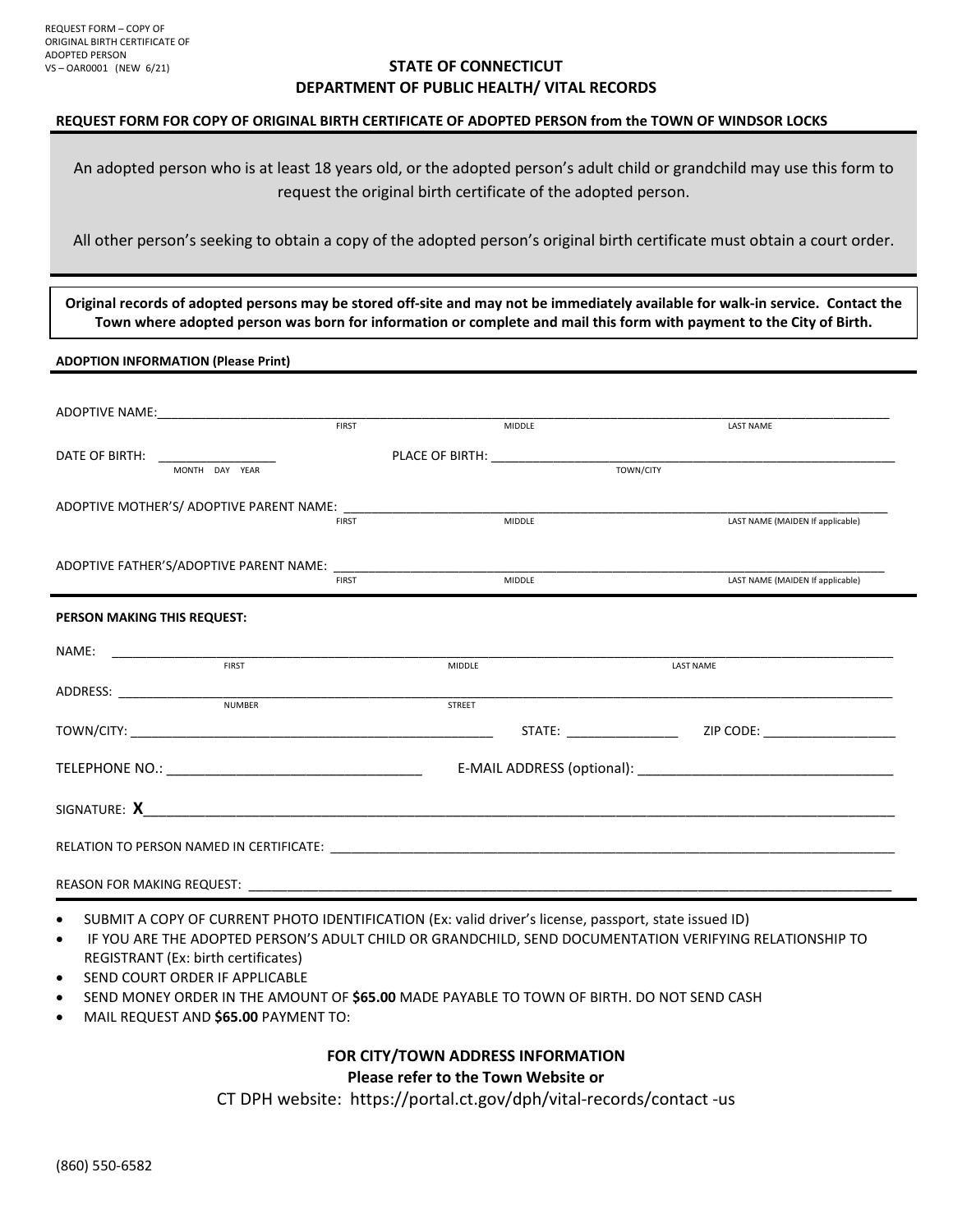REQUEST FORM – COPY OF
ORIGINAL BIRTH CERTIFICATE OF
ADOPTED PERSON
VS – OAR0001 (NEW 6/21)

# STATE OF CONNECTICUT
## DEPARTMENT OF PUBLIC HEALTH/ VITAL RECORDS

**REQUEST FORM FOR COPY OF ORIGINAL BIRTH CERTIFICATE OF ADOPTED PERSON from the TOWN OF WINDSOR LOCKS**

An adopted person who is at least 18 years old, or the adopted person's adult child or grandchild may use this form to request the original birth certificate of the adopted person.

All other person's seeking to obtain a copy of the adopted person's original birth certificate must obtain a court order.

**Original records of adopted persons may be stored off-site and may not be immediately available for walk-in service. Contact the Town where adopted person was born for information or complete and mail this form with payment to the City of Birth.**

**ADOPTION INFORMATION (Please Print)**

ADOPTIVE NAME: ______________________________________________
FIRST MIDDLE LAST NAME

DATE OF BIRTH: ________________ PLACE OF BIRTH: ______________________________
MONTH DAY YEAR TOWN/CITY

ADOPTIVE MOTHER'S/ ADOPTIVE PARENT NAME: ______________________________________________
FIRST MIDDLE LAST NAME (MAIDEN If applicable)

ADOPTIVE FATHER'S/ADOPTIVE PARENT NAME: ______________________________________________
FIRST MIDDLE LAST NAME (MAIDEN If applicable)

**PERSON MAKING THIS REQUEST:**

NAME: ______________________________________________
FIRST MIDDLE LAST NAME

ADDRESS: ______________________________________________
NUMBER STREET

TOWN/CITY: ______________________________ STATE: _______________ ZIP CODE: __________________

TELEPHONE NO.: ________________________________ E-MAIL ADDRESS (optional): ________________________________

SIGNATURE: **X**______________________________________________

RELATION TO PERSON NAMED IN CERTIFICATE: ______________________________________________

REASON FOR MAKING REQUEST: ______________________________________________

- SUBMIT A COPY OF CURRENT PHOTO IDENTIFICATION (Ex: valid driver's license, passport, state issued ID)
- IF YOU ARE THE ADOPTED PERSON'S ADULT CHILD OR GRANDCHILD, SEND DOCUMENTATION VERIFYING RELATIONSHIP TO REGISTRANT (Ex: birth certificates)
- SEND COURT ORDER IF APPLICABLE
- SEND MONEY ORDER IN THE AMOUNT OF **$65.00** MADE PAYABLE TO TOWN OF BIRTH. DO NOT SEND CASH
- MAIL REQUEST AND **$65.00** PAYMENT TO:

**FOR CITY/TOWN ADDRESS INFORMATION**
**Please refer to the Town Website or**
CT DPH website: https://portal.ct.gov/dph/vital-records/contact -us

(860) 550-6582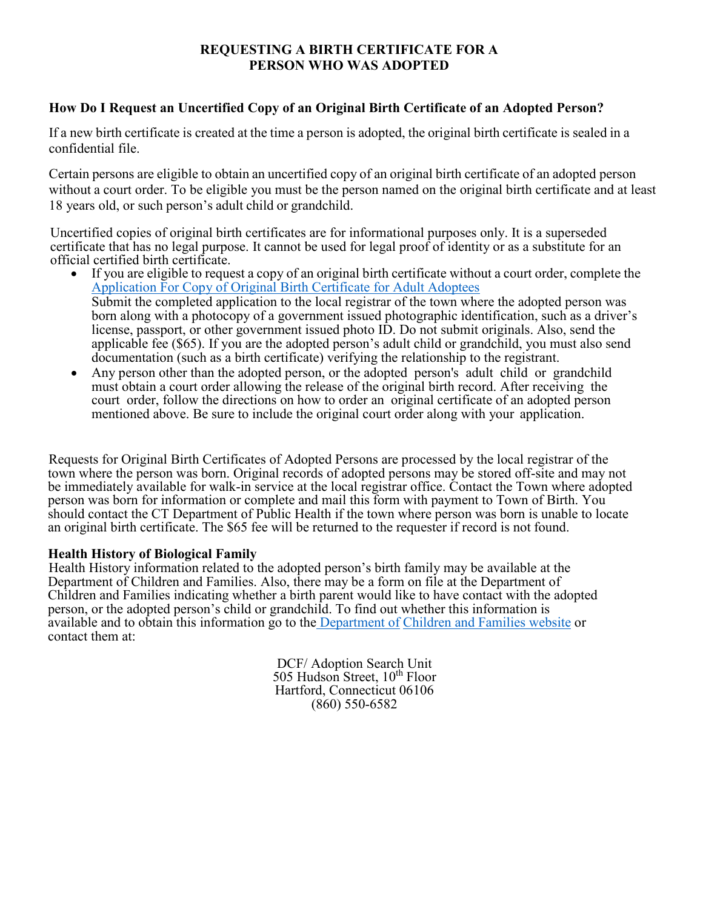# REQUESTING A BIRTH CERTIFICATE FOR A PERSON WHO WAS ADOPTED

### How Do I Request an Uncertified Copy of an Original Birth Certificate of an Adopted Person?

If a new birth certificate is created at the time a person is adopted, the original birth certificate is sealed in a confidential file.

Certain persons are eligible to obtain an uncertified copy of an original birth certificate of an adopted person without a court order. To be eligible you must be the person named on the original birth certificate and at least 18 years old, or such person's adult child or grandchild.

Uncertified copies of original birth certificates are for informational purposes only. It is a superseded certificate that has no legal purpose. It cannot be used for legal proof of identity or as a substitute for an official certified birth certificate.

- If you are eligible to request a copy of an original birth certificate without a court order, complete the Application For Copy of Original Birth Certificate for Adult Adoptees
  Submit the completed application to the local registrar of the town where the adopted person was born along with a photocopy of a government issued photographic identification, such as a driver's license, passport, or other government issued photo ID. Do not submit originals. Also, send the applicable fee ($65). If you are the adopted person's adult child or grandchild, you must also send documentation (such as a birth certificate) verifying the relationship to the registrant.
- Any person other than the adopted person, or the adopted person's adult child or grandchild must obtain a court order allowing the release of the original birth record. After receiving the court order, follow the directions on how to order an original certificate of an adopted person mentioned above. Be sure to include the original court order along with your application.

Requests for Original Birth Certificates of Adopted Persons are processed by the local registrar of the town where the person was born. Original records of adopted persons may be stored off-site and may not be immediately available for walk-in service at the local registrar office. Contact the Town where adopted person was born for information or complete and mail this form with payment to Town of Birth. You should contact the CT Department of Public Health if the town where person was born is unable to locate an original birth certificate. The $65 fee will be returned to the requester if record is not found.

**Health History of Biological Family**

Health History information related to the adopted person's birth family may be available at the Department of Children and Families. Also, there may be a form on file at the Department of Children and Families indicating whether a birth parent would like to have contact with the adopted person, or the adopted person's child or grandchild. To find out whether this information is available and to obtain this information go to the Department of Children and Families website or contact them at:

DCF/ Adoption Search Unit
505 Hudson Street, 10th Floor
Hartford, Connecticut 06106
(860) 550-6582